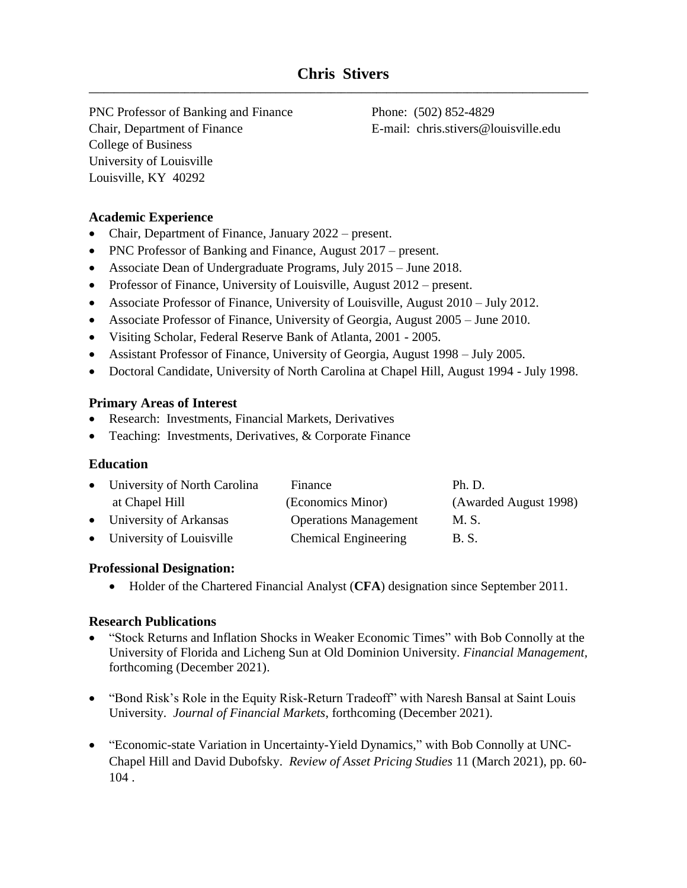# Chris Stivers

PNC Professor of Banking and Finance
Chair, Department of Finance
College of Business
University of Louisville
Louisville, KY 40292

Phone: (502) 852-4829
E-mail: chris.stivers@louisville.edu

## Academic Experience

- Chair, Department of Finance, January 2022 – present.
- PNC Professor of Banking and Finance, August 2017 – present.
- Associate Dean of Undergraduate Programs, July 2015 – June 2018.
- Professor of Finance, University of Louisville, August 2012 – present.
- Associate Professor of Finance, University of Louisville, August 2010 – July 2012.
- Associate Professor of Finance, University of Georgia, August 2005 – June 2010.
- Visiting Scholar, Federal Reserve Bank of Atlanta, 2001 - 2005.
- Assistant Professor of Finance, University of Georgia, August 1998 – July 2005.
- Doctoral Candidate, University of North Carolina at Chapel Hill, August 1994 - July 1998.

## Primary Areas of Interest

- Research: Investments, Financial Markets, Derivatives
- Teaching: Investments, Derivatives, & Corporate Finance

## Education

| Institution | Field | Degree |
|---|---|---|
| University of North Carolina at Chapel Hill | Finance (Economics Minor) | Ph. D. (Awarded August 1998) |
| University of Arkansas | Operations Management | M. S. |
| University of Louisville | Chemical Engineering | B. S. |

## Professional Designation:

- Holder of the Chartered Financial Analyst (**CFA**) designation since September 2011.

## Research Publications

- "Stock Returns and Inflation Shocks in Weaker Economic Times" with Bob Connolly at the University of Florida and Licheng Sun at Old Dominion University. *Financial Management*, forthcoming (December 2021).

- "Bond Risk's Role in the Equity Risk-Return Tradeoff" with Naresh Bansal at Saint Louis University. *Journal of Financial Markets*, forthcoming (December 2021).

- "Economic-state Variation in Uncertainty-Yield Dynamics," with Bob Connolly at UNC-Chapel Hill and David Dubofsky. *Review of Asset Pricing Studies* 11 (March 2021), pp. 60-104 .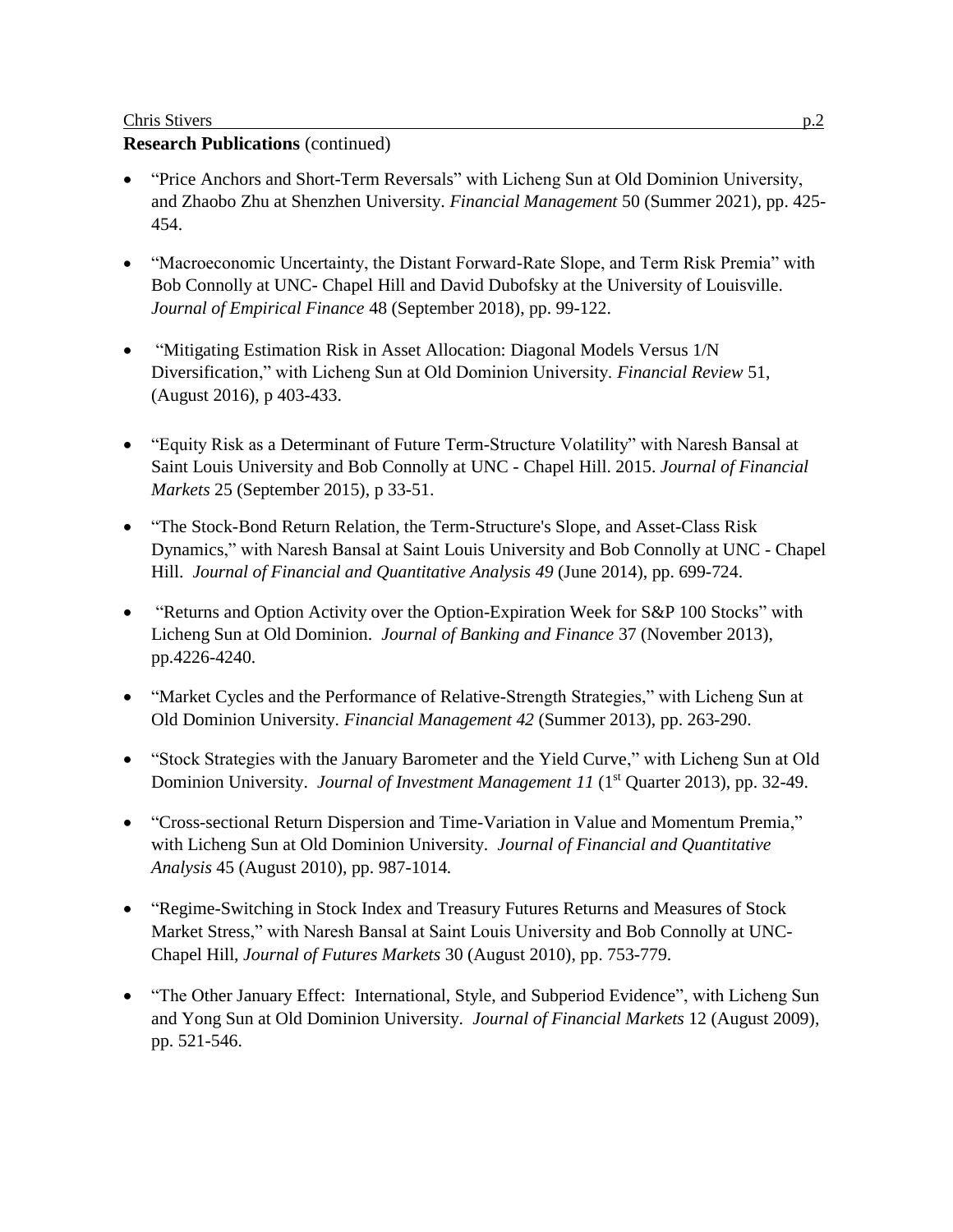**Research Publications** (continued)

- "Price Anchors and Short-Term Reversals" with Licheng Sun at Old Dominion University, and Zhaobo Zhu at Shenzhen University. *Financial Management* 50 (Summer 2021), pp. 425-454.

- "Macroeconomic Uncertainty, the Distant Forward-Rate Slope, and Term Risk Premia" with Bob Connolly at UNC- Chapel Hill and David Dubofsky at the University of Louisville. *Journal of Empirical Finance* 48 (September 2018), pp. 99-122.

- "Mitigating Estimation Risk in Asset Allocation: Diagonal Models Versus 1/N Diversification," with Licheng Sun at Old Dominion University. *Financial Review* 51, (August 2016), p 403-433.

- "Equity Risk as a Determinant of Future Term-Structure Volatility" with Naresh Bansal at Saint Louis University and Bob Connolly at UNC - Chapel Hill. 2015. *Journal of Financial Markets* 25 (September 2015), p 33-51.

- "The Stock-Bond Return Relation, the Term-Structure's Slope, and Asset-Class Risk Dynamics," with Naresh Bansal at Saint Louis University and Bob Connolly at UNC - Chapel Hill. *Journal of Financial and Quantitative Analysis 49* (June 2014), pp. 699-724.

- "Returns and Option Activity over the Option-Expiration Week for S&P 100 Stocks" with Licheng Sun at Old Dominion. *Journal of Banking and Finance* 37 (November 2013), pp.4226-4240.

- "Market Cycles and the Performance of Relative-Strength Strategies," with Licheng Sun at Old Dominion University. *Financial Management 42* (Summer 2013), pp. 263-290.

- "Stock Strategies with the January Barometer and the Yield Curve," with Licheng Sun at Old Dominion University. *Journal of Investment Management 11* (1st Quarter 2013), pp. 32-49.

- "Cross-sectional Return Dispersion and Time-Variation in Value and Momentum Premia," with Licheng Sun at Old Dominion University. *Journal of Financial and Quantitative Analysis* 45 (August 2010), pp. 987-1014.

- "Regime-Switching in Stock Index and Treasury Futures Returns and Measures of Stock Market Stress," with Naresh Bansal at Saint Louis University and Bob Connolly at UNC-Chapel Hill, *Journal of Futures Markets* 30 (August 2010), pp. 753-779.

- "The Other January Effect: International, Style, and Subperiod Evidence", with Licheng Sun and Yong Sun at Old Dominion University. *Journal of Financial Markets* 12 (August 2009), pp. 521-546.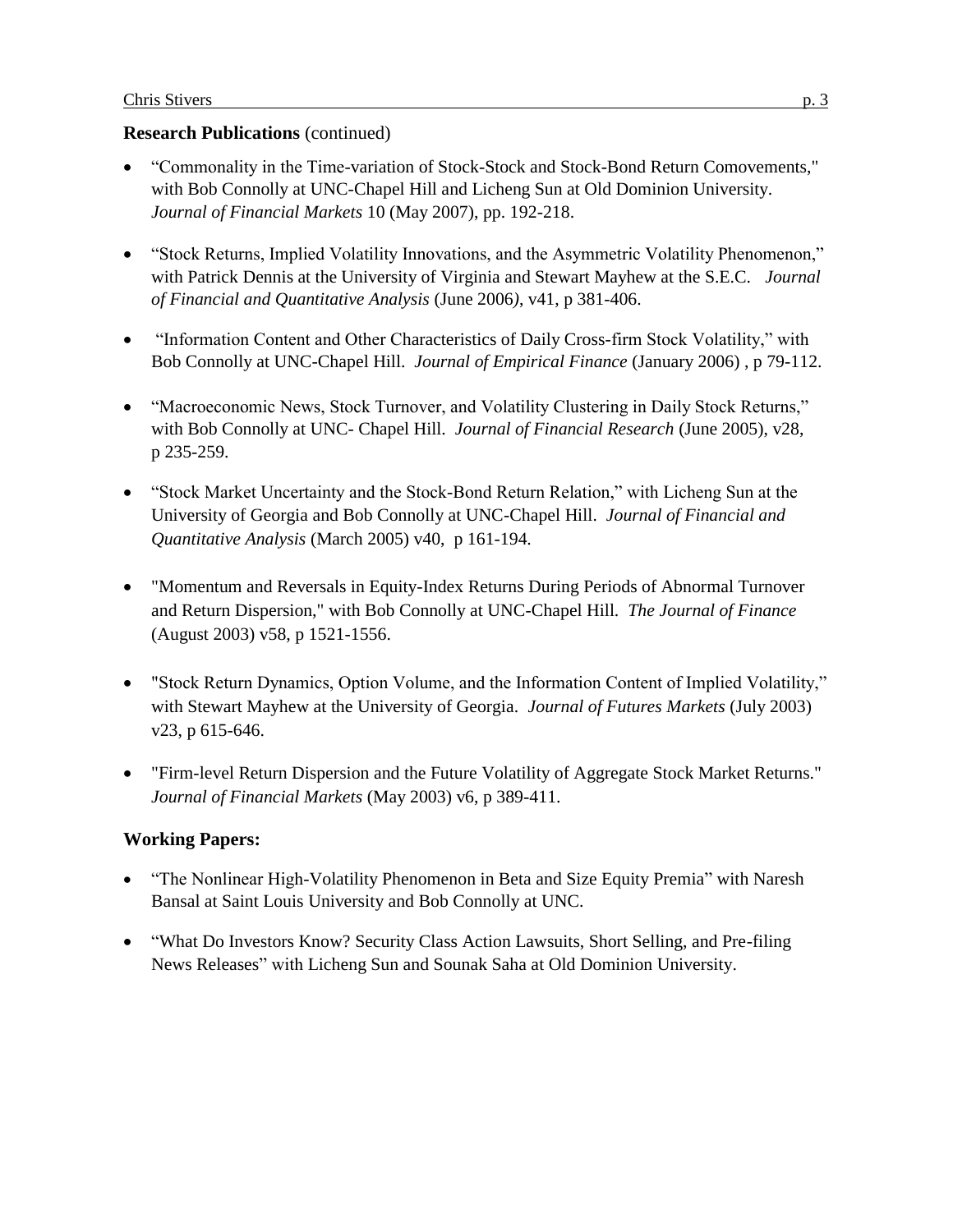**Research Publications** (continued)

- “Commonality in the Time-variation of Stock-Stock and Stock-Bond Return Comovements," with Bob Connolly at UNC-Chapel Hill and Licheng Sun at Old Dominion University. *Journal of Financial Markets* 10 (May 2007), pp. 192-218.

- “Stock Returns, Implied Volatility Innovations, and the Asymmetric Volatility Phenomenon,” with Patrick Dennis at the University of Virginia and Stewart Mayhew at the S.E.C. *Journal of Financial and Quantitative Analysis* (June 2006), v41, p 381-406.

- “Information Content and Other Characteristics of Daily Cross-firm Stock Volatility,” with Bob Connolly at UNC-Chapel Hill. *Journal of Empirical Finance* (January 2006) , p 79-112.

- “Macroeconomic News, Stock Turnover, and Volatility Clustering in Daily Stock Returns,” with Bob Connolly at UNC- Chapel Hill. *Journal of Financial Research* (June 2005), v28, p 235-259.

- “Stock Market Uncertainty and the Stock-Bond Return Relation,” with Licheng Sun at the University of Georgia and Bob Connolly at UNC-Chapel Hill. *Journal of Financial and Quantitative Analysis* (March 2005) v40, p 161-194.

- "Momentum and Reversals in Equity-Index Returns During Periods of Abnormal Turnover and Return Dispersion," with Bob Connolly at UNC-Chapel Hill. *The Journal of Finance* (August 2003) v58, p 1521-1556.

- "Stock Return Dynamics, Option Volume, and the Information Content of Implied Volatility,” with Stewart Mayhew at the University of Georgia. *Journal of Futures Markets* (July 2003) v23, p 615-646.

- "Firm-level Return Dispersion and the Future Volatility of Aggregate Stock Market Returns." *Journal of Financial Markets* (May 2003) v6, p 389-411.

**Working Papers:**

- “The Nonlinear High-Volatility Phenomenon in Beta and Size Equity Premia” with Naresh Bansal at Saint Louis University and Bob Connolly at UNC.

- “What Do Investors Know? Security Class Action Lawsuits, Short Selling, and Pre-filing News Releases” with Licheng Sun and Sounak Saha at Old Dominion University.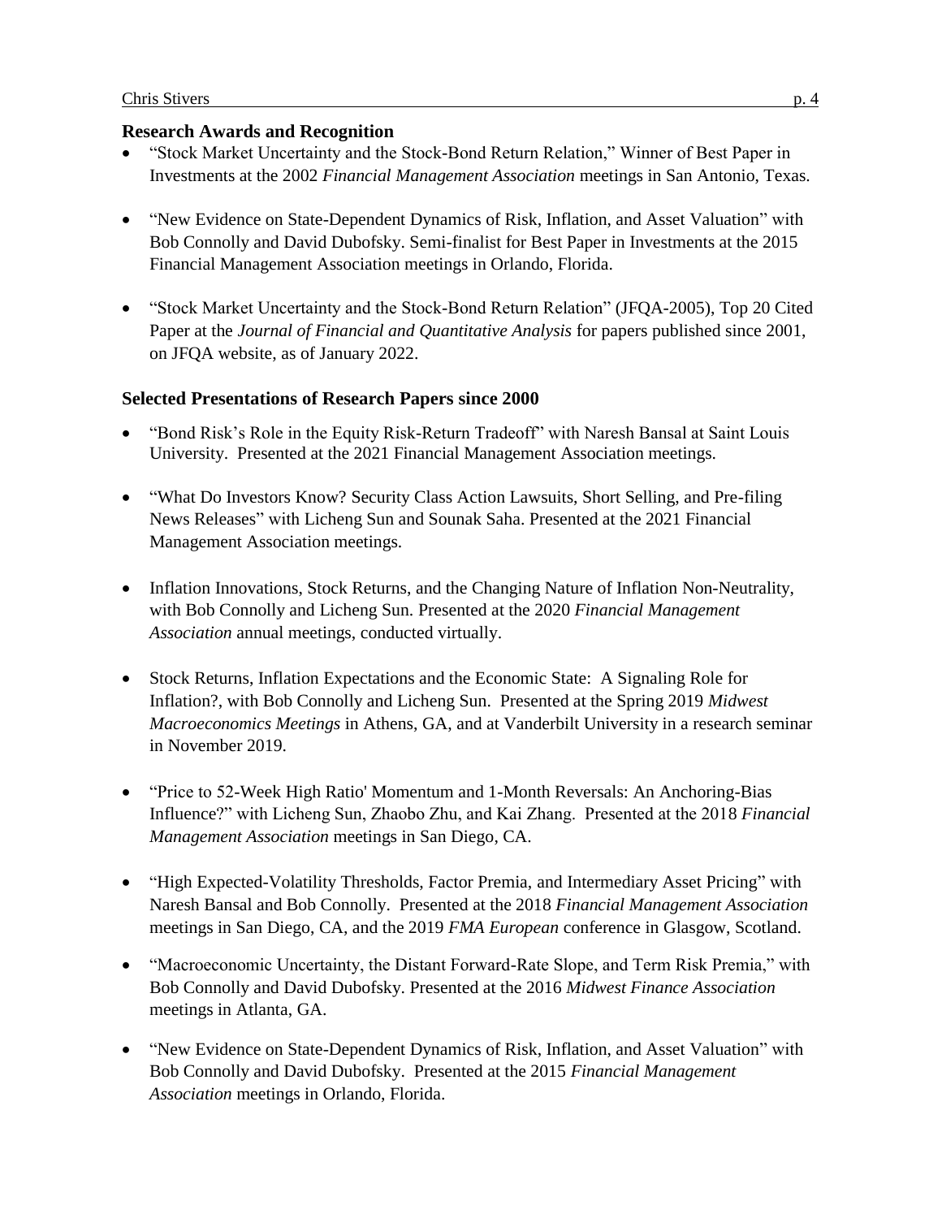### Research Awards and Recognition

- "Stock Market Uncertainty and the Stock-Bond Return Relation," Winner of Best Paper in Investments at the 2002 *Financial Management Association* meetings in San Antonio, Texas.

- "New Evidence on State-Dependent Dynamics of Risk, Inflation, and Asset Valuation" with Bob Connolly and David Dubofsky. Semi-finalist for Best Paper in Investments at the 2015 Financial Management Association meetings in Orlando, Florida.

- "Stock Market Uncertainty and the Stock-Bond Return Relation" (JFQA-2005), Top 20 Cited Paper at the *Journal of Financial and Quantitative Analysis* for papers published since 2001, on JFQA website, as of January 2022.

### Selected Presentations of Research Papers since 2000

- "Bond Risk's Role in the Equity Risk-Return Tradeoff" with Naresh Bansal at Saint Louis University. Presented at the 2021 Financial Management Association meetings.

- "What Do Investors Know? Security Class Action Lawsuits, Short Selling, and Pre-filing News Releases" with Licheng Sun and Sounak Saha. Presented at the 2021 Financial Management Association meetings.

- Inflation Innovations, Stock Returns, and the Changing Nature of Inflation Non-Neutrality, with Bob Connolly and Licheng Sun. Presented at the 2020 *Financial Management Association* annual meetings, conducted virtually.

- Stock Returns, Inflation Expectations and the Economic State: A Signaling Role for Inflation?, with Bob Connolly and Licheng Sun. Presented at the Spring 2019 *Midwest Macroeconomics Meetings* in Athens, GA, and at Vanderbilt University in a research seminar in November 2019.

- "Price to 52-Week High Ratio' Momentum and 1-Month Reversals: An Anchoring-Bias Influence?" with Licheng Sun, Zhaobo Zhu, and Kai Zhang. Presented at the 2018 *Financial Management Association* meetings in San Diego, CA.

- "High Expected-Volatility Thresholds, Factor Premia, and Intermediary Asset Pricing" with Naresh Bansal and Bob Connolly. Presented at the 2018 *Financial Management Association* meetings in San Diego, CA, and the 2019 *FMA European* conference in Glasgow, Scotland.

- "Macroeconomic Uncertainty, the Distant Forward-Rate Slope, and Term Risk Premia," with Bob Connolly and David Dubofsky. Presented at the 2016 *Midwest Finance Association* meetings in Atlanta, GA.

- "New Evidence on State-Dependent Dynamics of Risk, Inflation, and Asset Valuation" with Bob Connolly and David Dubofsky. Presented at the 2015 *Financial Management Association* meetings in Orlando, Florida.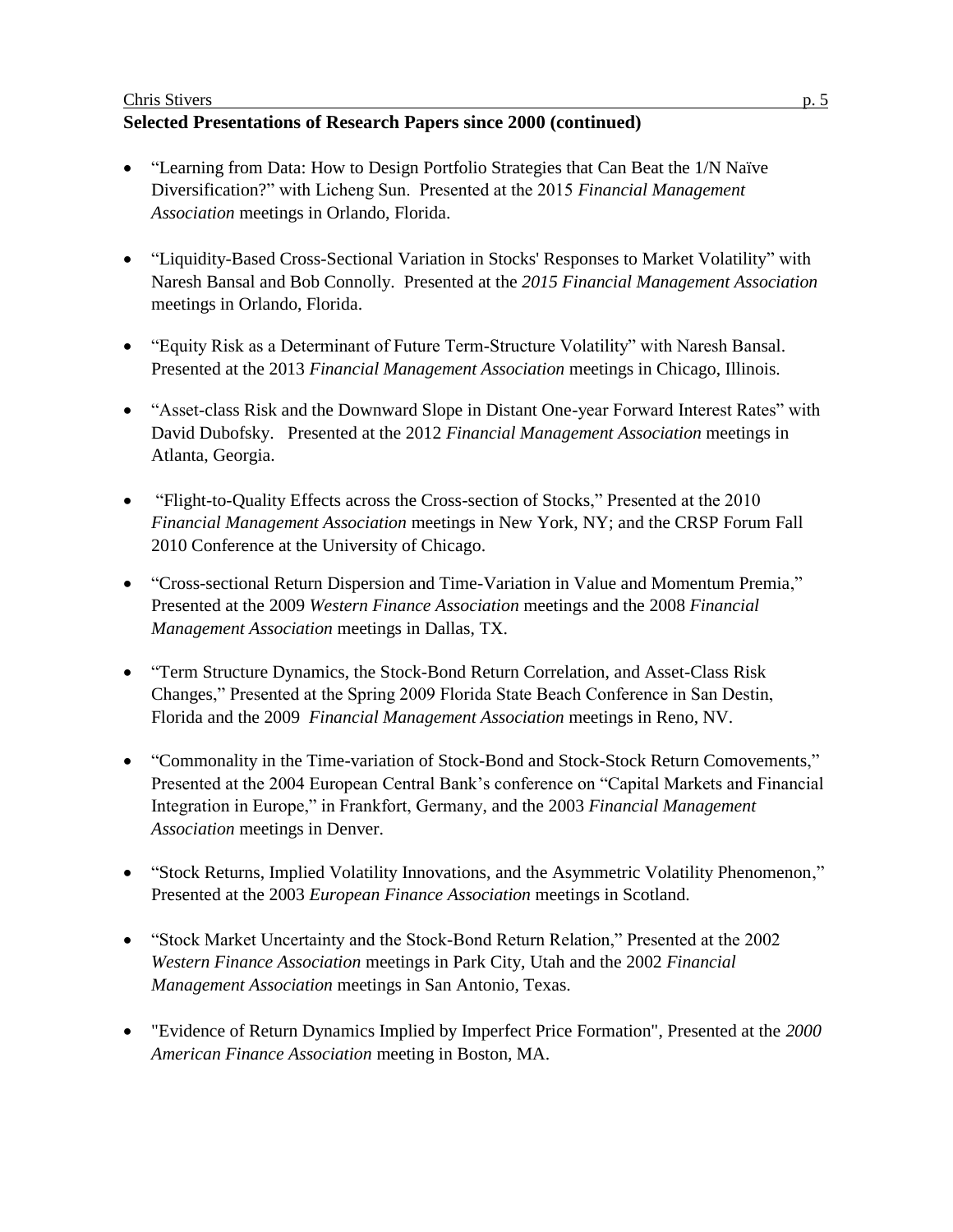**Selected Presentations of Research Papers since 2000 (continued)**

- "Learning from Data: How to Design Portfolio Strategies that Can Beat the 1/N Naïve Diversification?" with Licheng Sun. Presented at the 2015 *Financial Management Association* meetings in Orlando, Florida.

- "Liquidity-Based Cross-Sectional Variation in Stocks' Responses to Market Volatility" with Naresh Bansal and Bob Connolly. Presented at the *2015 Financial Management Association* meetings in Orlando, Florida.

- "Equity Risk as a Determinant of Future Term-Structure Volatility" with Naresh Bansal. Presented at the 2013 *Financial Management Association* meetings in Chicago, Illinois.

- "Asset-class Risk and the Downward Slope in Distant One-year Forward Interest Rates" with David Dubofsky. Presented at the 2012 *Financial Management Association* meetings in Atlanta, Georgia.

- "Flight-to-Quality Effects across the Cross-section of Stocks," Presented at the 2010 *Financial Management Association* meetings in New York, NY; and the CRSP Forum Fall 2010 Conference at the University of Chicago.

- "Cross-sectional Return Dispersion and Time-Variation in Value and Momentum Premia," Presented at the 2009 *Western Finance Association* meetings and the 2008 *Financial Management Association* meetings in Dallas, TX.

- "Term Structure Dynamics, the Stock-Bond Return Correlation, and Asset-Class Risk Changes," Presented at the Spring 2009 Florida State Beach Conference in San Destin, Florida and the 2009 *Financial Management Association* meetings in Reno, NV.

- "Commonality in the Time-variation of Stock-Bond and Stock-Stock Return Comovements," Presented at the 2004 European Central Bank's conference on "Capital Markets and Financial Integration in Europe," in Frankfort, Germany, and the 2003 *Financial Management Association* meetings in Denver.

- "Stock Returns, Implied Volatility Innovations, and the Asymmetric Volatility Phenomenon," Presented at the 2003 *European Finance Association* meetings in Scotland.

- "Stock Market Uncertainty and the Stock-Bond Return Relation," Presented at the 2002 *Western Finance Association* meetings in Park City, Utah and the 2002 *Financial Management Association* meetings in San Antonio, Texas.

- "Evidence of Return Dynamics Implied by Imperfect Price Formation", Presented at the *2000 American Finance Association* meeting in Boston, MA.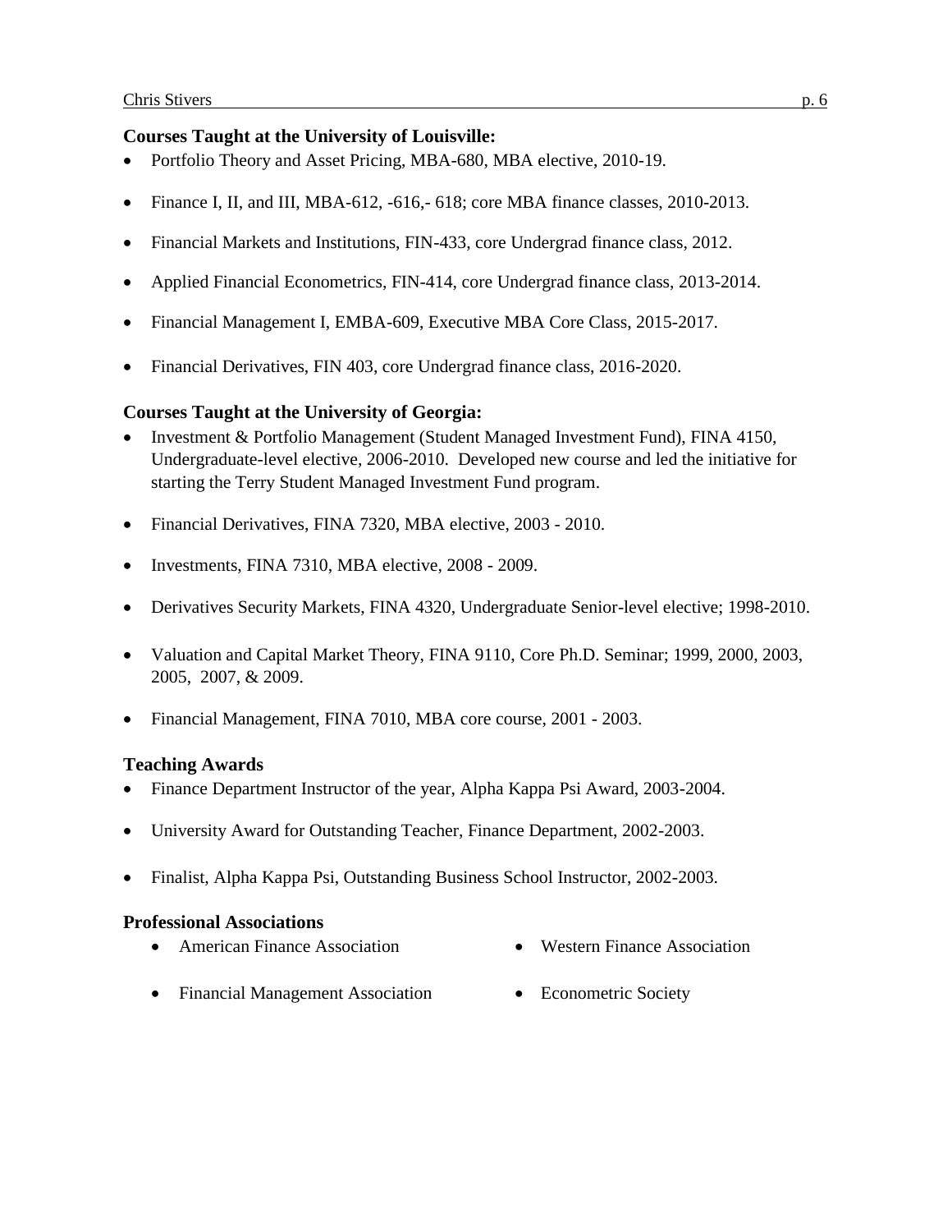### Courses Taught at the University of Louisville:

- Portfolio Theory and Asset Pricing, MBA-680, MBA elective, 2010-19.
- Finance I, II, and III, MBA-612, -616,- 618; core MBA finance classes, 2010-2013.
- Financial Markets and Institutions, FIN-433, core Undergrad finance class, 2012.
- Applied Financial Econometrics, FIN-414, core Undergrad finance class, 2013-2014.
- Financial Management I, EMBA-609, Executive MBA Core Class, 2015-2017.
- Financial Derivatives, FIN 403, core Undergrad finance class, 2016-2020.

### Courses Taught at the University of Georgia:

- Investment & Portfolio Management (Student Managed Investment Fund), FINA 4150, Undergraduate-level elective, 2006-2010. Developed new course and led the initiative for starting the Terry Student Managed Investment Fund program.
- Financial Derivatives, FINA 7320, MBA elective, 2003 - 2010.
- Investments, FINA 7310, MBA elective, 2008 - 2009.
- Derivatives Security Markets, FINA 4320, Undergraduate Senior-level elective; 1998-2010.
- Valuation and Capital Market Theory, FINA 9110, Core Ph.D. Seminar; 1999, 2000, 2003, 2005, 2007, & 2009.
- Financial Management, FINA 7010, MBA core course, 2001 - 2003.

### Teaching Awards

- Finance Department Instructor of the year, Alpha Kappa Psi Award, 2003-2004.
- University Award for Outstanding Teacher, Finance Department, 2002-2003.
- Finalist, Alpha Kappa Psi, Outstanding Business School Instructor, 2002-2003.

### Professional Associations

- American Finance Association
- Financial Management Association
- Western Finance Association
- Econometric Society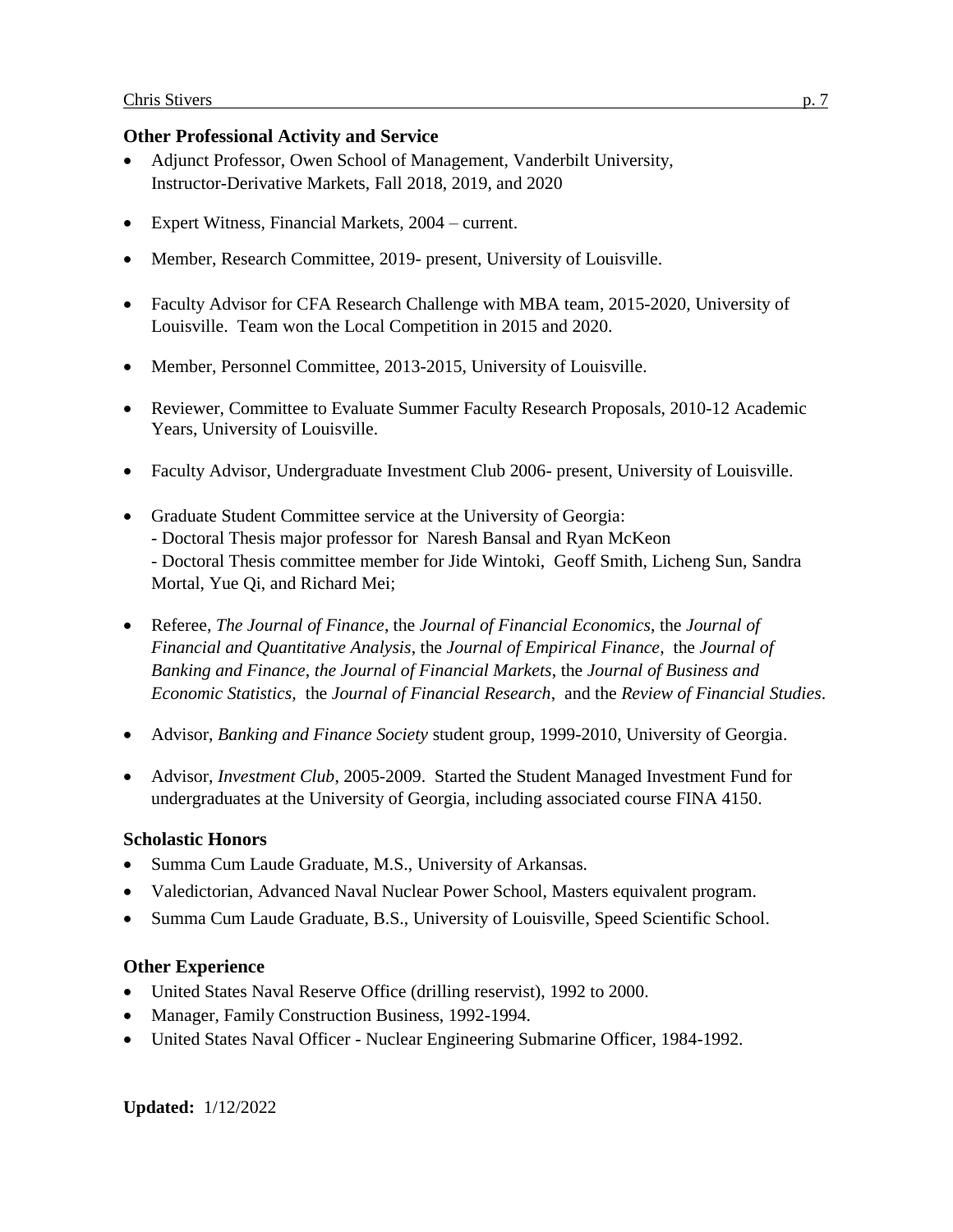## Other Professional Activity and Service

- Adjunct Professor, Owen School of Management, Vanderbilt University, Instructor-Derivative Markets, Fall 2018, 2019, and 2020
- Expert Witness, Financial Markets, 2004 – current.
- Member, Research Committee, 2019- present, University of Louisville.
- Faculty Advisor for CFA Research Challenge with MBA team, 2015-2020, University of Louisville. Team won the Local Competition in 2015 and 2020.
- Member, Personnel Committee, 2013-2015, University of Louisville.
- Reviewer, Committee to Evaluate Summer Faculty Research Proposals, 2010-12 Academic Years, University of Louisville.
- Faculty Advisor, Undergraduate Investment Club 2006- present, University of Louisville.
- Graduate Student Committee service at the University of Georgia:
  - Doctoral Thesis major professor for Naresh Bansal and Ryan McKeon
  - Doctoral Thesis committee member for Jide Wintoki, Geoff Smith, Licheng Sun, Sandra Mortal, Yue Qi, and Richard Mei;
- Referee, *The Journal of Finance*, the *Journal of Financial Economics*, the *Journal of Financial and Quantitative Analysis*, the *Journal of Empirical Finance*, the *Journal of Banking and Finance, the Journal of Financial Markets*, the *Journal of Business and Economic Statistics*, the *Journal of Financial Research*, and the *Review of Financial Studies*.
- Advisor, *Banking and Finance Society* student group, 1999-2010, University of Georgia.
- Advisor, *Investment Club*, 2005-2009. Started the Student Managed Investment Fund for undergraduates at the University of Georgia, including associated course FINA 4150.

## Scholastic Honors

- Summa Cum Laude Graduate, M.S., University of Arkansas.
- Valedictorian, Advanced Naval Nuclear Power School, Masters equivalent program.
- Summa Cum Laude Graduate, B.S., University of Louisville, Speed Scientific School.

## Other Experience

- United States Naval Reserve Office (drilling reservist), 1992 to 2000.
- Manager, Family Construction Business, 1992-1994.
- United States Naval Officer - Nuclear Engineering Submarine Officer, 1984-1992.

**Updated:** 1/12/2022